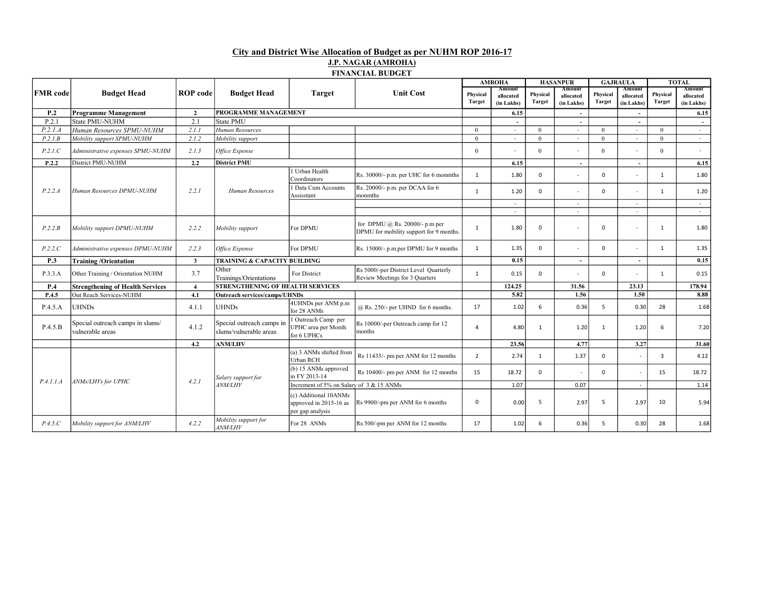## City and District Wise Allocation of Budget as per NUHM ROP 2016-17

### J.P. NAGAR (AMROHA)

### FINANCIAL BUDGET

| FMR code | Budget Head | ROP code | Budget Head | Target | Unit Cost | AMROHA | | HASANPUR | | GAJRAULA | | TOTAL | |
|---|---|---|---|---|---|---|---|---|---|---|---|---|---|
| | | | | | | Physical Target | Amount allocated (in Lakhs) | Physical Target | Amount allocated (in Lakhs) | Physical Target | Amount allocated (in Lakhs) | Physical Target | Amount allocated (in Lakhs) |
| **P.2** | **Programme Management** | **2** | **PROGRAMME MANAGEMENT** | | | | **6.15** | | **-** | | **-** | | **6.15** |
| P.2.1 | State PMU-NUHM | 2.1 | State PMU | | | | - | | - | | - | | - |
| *P.2.1.A* | *Human Resources SPMU-NUHM* | *2.1.1* | *Human Resources* | | | 0 | - | 0 | - | 0 | - | 0 | - |
| *P.2.1.B* | *Mobility support SPMU-NUHM* | *2.1.2* | *Mobility support* | | | 0 | - | 0 | - | 0 | - | 0 | - |
| *P.2.1.C* | *Administrative expenses SPMU-NUHM* | *2.1.3* | *Office Expense* | | | 0 | - | 0 | - | 0 | - | 0 | - |
| **P.2.2** | District PMU-NUHM | **2.2** | **District PMU** | | | | **6.15** | | **-** | | **-** | | **6.15** |
| *P.2.2.A* | *Human Resources DPMU-NUHM* | *2.2.1* | *Human Resources* | 1 Urban Health Coordinators | Rs. 30000/- p.m. per UHC for 6 monmths | 1 | 1.80 | 0 | - | 0 | - | 1 | 1.80 |
| | | | | 1 Data Cum Accounts Assisstant | Rs. 20000/- p.m. per DCAA for 6 monmths | 1 | 1.20 | 0 | - | 0 | - | 1 | 1.20 |
| | | | | | | | - | | - | | - | | - |
| | | | | | | | - | | - | | - | | - |
| *P.2.2.B* | *Mobility support DPMU-NUHM* | *2.2.2* | *Mobility support* | For DPMU | for DPMU @ Rs. 20000/- p.m per DPMU for mobility support for 9 months. | 1 | 1.80 | 0 | - | 0 | - | 1 | 1.80 |
| *P.2.2.C* | *Administrative expenses DPMU-NUHM* | *2.2.3* | *Office Expense* | For DPMU | Rs. 15000/- p.m.per DPMU for 9 months | 1 | 1.35 | 0 | - | 0 | - | 1 | 1.35 |
| **P.3** | **Training /Orientation** | **3** | **TRAINING & CAPACITY BUILDING** | | | | **0.15** | | **-** | | **-** | | **0.15** |
| P.3.3.A | Other Training / Orientation NUHM | 3.7 | Other Trainings/Orientations | For District | Rs 5000/-per District Level Quarterly Review Meetings for 3 Quarters | 1 | 0.15 | 0 | - | 0 | - | 1 | 0.15 |
| **P.4** | **Strengthening of Health Services** | **4** | **STRENGTHENING OF HEALTH SERVICES** | | | | **124.25** | | **31.56** | | **23.13** | | **178.94** |
| **P.4.5** | Out Reach Services-NUHM | **4.1** | **Outreach services/camps/UHNDs** | | | | **5.82** | | **1.56** | | **1.50** | | **8.88** |
| P.4.5.A | UHNDs | 4.1.1 | UHNDs | 4UHNDs per ANM p.m for 28 ANMs | @ Rs. 250/- per UHND for 6 months. | 17 | 1.02 | 6 | 0.36 | 5 | 0.30 | 28 | 1.68 |
| P.4.5.B | Special outreach camps in slums/ vulnerable areas | 4.1.2 | Special outreach camps in slums/vulnerable areas | 1 Outreach Camp per UPHC area per Month for 6 UPHCs | Rs 10000/-per Outreach camp for 12 months | 4 | 4.80 | 1 | 1.20 | 1 | 1.20 | 6 | 7.20 |
| | | **4.2** | **ANM/LHV** | | | | **23.56** | | **4.77** | | **3.27** | | **31.60** |
| *P.4.1.1.A* | *ANMs/LHVs for UPHC* | *4.2.1* | *Salary support for ANM/LHV* | (a) 3 ANMs shifted from Urban RCH | Rs 11435/- pm per ANM for 12 months | 2 | 2.74 | 1 | 1.37 | 0 | - | 3 | 4.12 |
| | | | | (b) 15 ANMs approved in FY 2013-14 | Rs 10400/- pm per ANM for 12 months | 15 | 18.72 | 0 | - | 0 | - | 15 | 18.72 |
| | | | | Increment of 5% on Salary of 3 & 15 ANMs | | | 1.07 | | 0.07 | | - | | 1.14 |
| | | | | (c) Additional 10ANMs approved in 2015-16 as per gap analysis | Rs 9900/-pm per ANM for 6 months | 0 | 0.00 | 5 | 2.97 | 5 | 2.97 | 10 | 5.94 |
| *P.4.5.C* | *Mobility support for ANM/LHV* | *4.2.2* | *Mobility support for ANM/LHV* | For 28 ANMs | Rs 500/-pm per ANM for 12 months | 17 | 1.02 | 6 | 0.36 | 5 | 0.30 | 28 | 1.68 |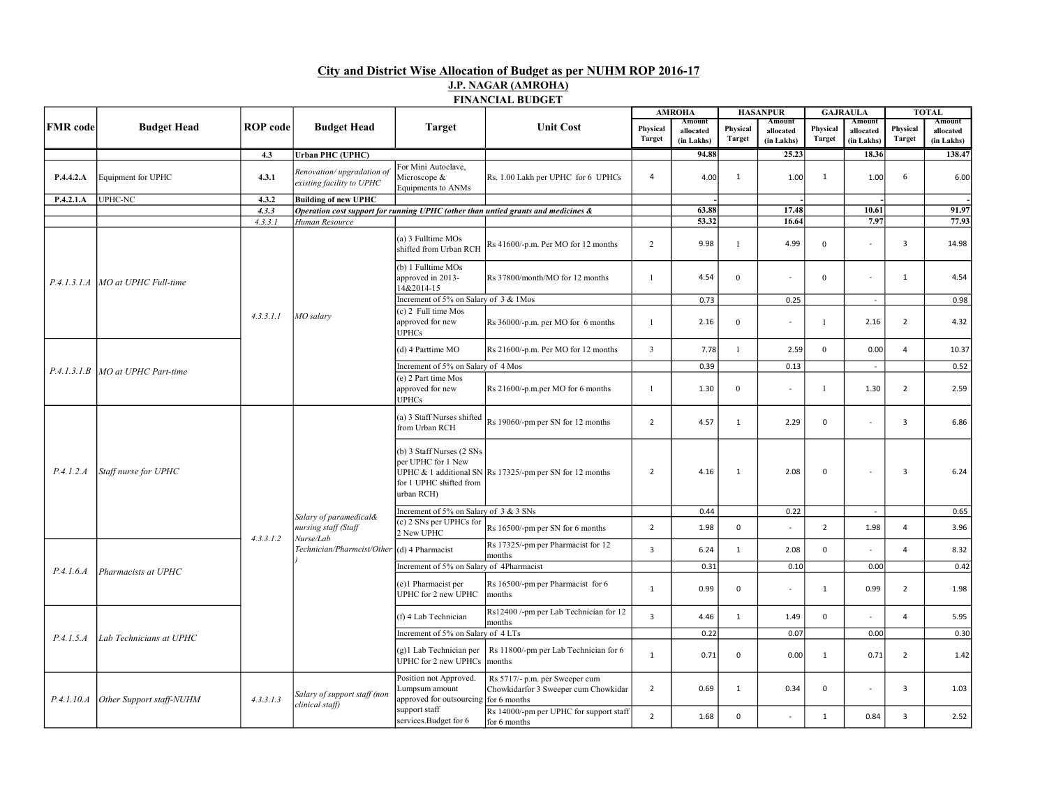## City and District Wise Allocation of Budget as per NUHM ROP 2016-17

### J.P. NAGAR (AMROHA)

### FINANCIAL BUDGET

| FMR code | Budget Head | ROP code | Budget Head | Target | Unit Cost | AMROHA | | HASANPUR | | GAJRAULA | | TOTAL | |
|---|---|---|---|---|---|---|---|---|---|---|---|---|---|
| | | | | | | Physical Target | Amount allocated (in Lakhs) | Physical Target | Amount allocated (in Lakhs) | Physical Target | Amount allocated (in Lakhs) | Physical Target | Amount allocated (in Lakhs) |
| | | **4.3** | **Urban PHC (UPHC)** | | | | **94.88** | | **25.23** | | **18.36** | | **138.47** |
| **P.4.4.2.A** | Equipment for UPHC | **4.3.1** | *Renovation/ upgradation of existing facility to UPHC* | For Mini Autoclave, Microscope & Equipments to ANMs | Rs. 1.00 Lakh per UPHC for 6 UPHCs | 4 | 4.00 | 1 | 1.00 | 1 | 1.00 | 6 | 6.00 |
| **P.4.2.1.A** | UPHC-NC | **4.3.2** | **Building of new UPHC** | | | | - | | - | | - | | - |
| | | *4.3.3* | ***Operation cost support for running UPHC (other than untied grants and medicines &*** | | | | **63.88** | | **17.48** | | **10.61** | | **91.97** |
| | | *4.3.3.1* | *Human Resource* | | | | **53.32** | | **16.64** | | **7.97** | | **77.93** |
| *P.4.1.3.1.A* | *MO at UPHC Full-time* | *4.3.3.1.1* | *MO salary* | (a) 3 Fulltime MOs shifted from Urban RCH | Rs 41600/-p.m. Per MO for 12 months | 2 | 9.98 | 1 | 4.99 | 0 | - | 3 | 14.98 |
| | | | | (b) 1 Fulltime MOs approved in 2013-14&2014-15 | Rs 37800/month/MO for 12 months | 1 | 4.54 | 0 | - | 0 | - | 1 | 4.54 |
| | | | | Increment of 5% on Salary of 3 & 1Mos | | | 0.73 | | 0.25 | | - | | 0.98 |
| | | | | (c) 2 Full time Mos approved for new UPHCs | Rs 36000/-p.m. per MO for 6 months | 1 | 2.16 | 0 | - | 1 | 2.16 | 2 | 4.32 |
| *P.4.1.3.1.B* | *MO at UPHC Part-time* | | | (d) 4 Parttime MO | Rs 21600/-p.m. Per MO for 12 months | 3 | 7.78 | 1 | 2.59 | 0 | 0.00 | 4 | 10.37 |
| | | | | Increment of 5% on Salary of 4 Mos | | | 0.39 | | 0.13 | | - | | 0.52 |
| | | | | (e) 2 Part time Mos approved for new UPHCs | Rs 21600/-p.m.per MO for 6 months | 1 | 1.30 | 0 | - | 1 | 1.30 | 2 | 2.59 |
| *P.4.1.2.A* | *Staff nurse for UPHC* | *4.3.3.1.2* | *Salary of paramedical& nursing staff (Staff Nurse/Lab Technician/Pharmcist/Other)* | (a) 3 Staff Nurses shifted from Urban RCH | Rs 19060/-pm per SN for 12 months | 2 | 4.57 | 1 | 2.29 | 0 | - | 3 | 6.86 |
| | | | | (b) 3 Staff Nurses (2 SNs per UPHC for 1 New UPHC & 1 additional SN for 1 UPHC shifted from urban RCH) | Rs 17325/-pm per SN for 12 months | 2 | 4.16 | 1 | 2.08 | 0 | - | 3 | 6.24 |
| | | | | Increment of 5% on Salary of 3 & 3 SNs | | | 0.44 | | 0.22 | | - | | 0.65 |
| | | | | (c) 2 SNs per UPHCs for 2 New UPHC | Rs 16500/-pm per SN for 6 months | 2 | 1.98 | 0 | - | 2 | 1.98 | 4 | 3.96 |
| *P.4.1.6.A* | *Pharmacists at UPHC* | | | (d) 4 Pharmacist | Rs 17325/-pm per Pharmacist for 12 months | 3 | 6.24 | 1 | 2.08 | 0 | - | 4 | 8.32 |
| | | | | Increment of 5% on Salary of 4Pharmacist | | | 0.31 | | 0.10 | | 0.00 | | 0.42 |
| | | | | (e)1 Pharmacist per UPHC for 2 new UPHC | Rs 16500/-pm per Pharmacist for 6 months | 1 | 0.99 | 0 | - | 1 | 0.99 | 2 | 1.98 |
| *P.4.1.5.A* | *Lab Technicians at UPHC* | | | (f) 4 Lab Technician | Rs12400 /-pm per Lab Technician for 12 months | 3 | 4.46 | 1 | 1.49 | 0 | - | 4 | 5.95 |
| | | | | Increment of 5% on Salary of 4 LTs | | | 0.22 | | 0.07 | | 0.00 | | 0.30 |
| | | | | (g)1 Lab Technician per UPHC for 2 new UPHCs | Rs 11800/-pm per Lab Technician for 6 months | 1 | 0.71 | 0 | 0.00 | 1 | 0.71 | 2 | 1.42 |
| *P.4.1.10.A* | *Other Support staff-NUHM* | *4.3.3.1.3* | *Salary of support staff (non clinical staff)* | Position not Approved. Lumpsum amount approved for outsourcing support staff services.Budget for 6 | Rs 5717/- p.m. per Sweeper cum Chowkidarfor 3 Sweeper cum Chowkidar for 6 months | 2 | 0.69 | 1 | 0.34 | 0 | - | 3 | 1.03 |
| | | | | | Rs 14000/-pm per UPHC for support staff for 6 months | 2 | 1.68 | 0 | - | 1 | 0.84 | 3 | 2.52 |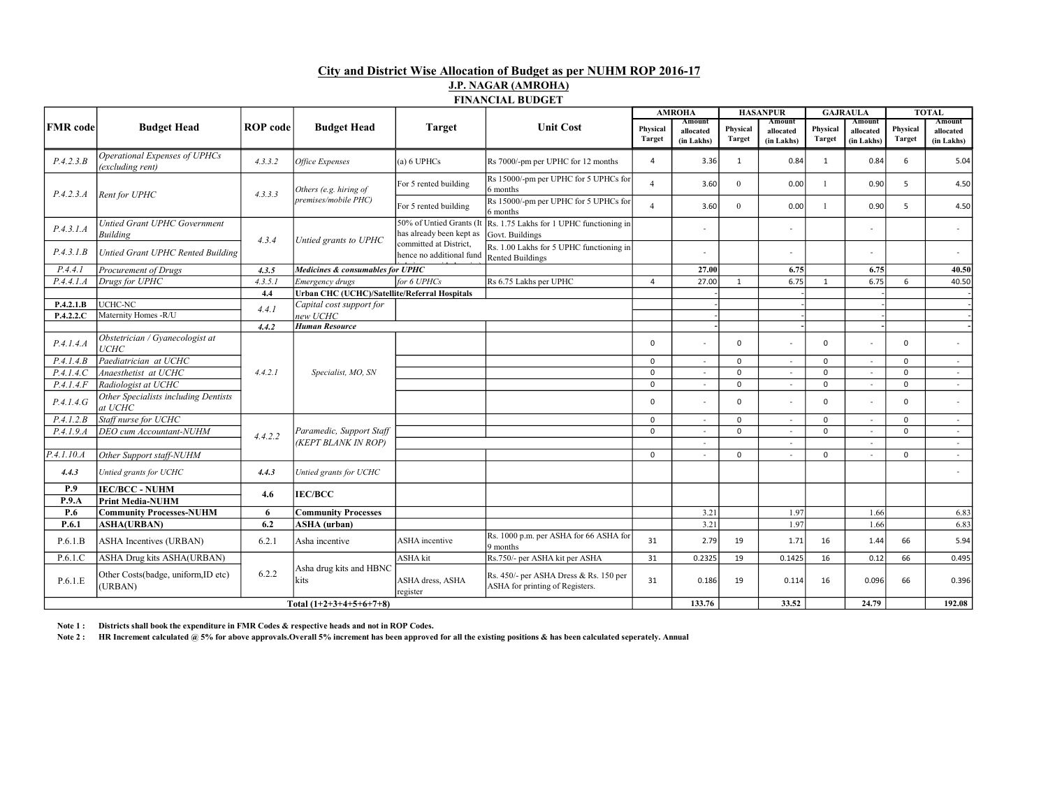## City and District Wise Allocation of Budget as per NUHM ROP 2016-17

### J.P. NAGAR (AMROHA)

### FINANCIAL BUDGET

| FMR code | Budget Head | ROP code | Budget Head | Target | Unit Cost | AMROHA | | HASANPUR | | GAJRAULA | | TOTAL | |
|---|---|---|---|---|---|---|---|---|---|---|---|---|---|
| | | | | | | Physical Target | Amount allocated (in Lakhs) | Physical Target | Amount allocated (in Lakhs) | Physical Target | Amount allocated (in Lakhs) | Physical Target | Amount allocated (in Lakhs) |
| *P.4.2.3.B* | *Operational Expenses of UPHCs (excluding rent)* | *4.3.3.2* | *Office Expenses* | (a) 6 UPHCs | Rs 7000/-pm per UPHC for 12 months | 4 | 3.36 | 1 | 0.84 | 1 | 0.84 | 6 | 5.04 |
| *P.4.2.3.A* | *Rent for UPHC* | *4.3.3.3* | *Others (e.g. hiring of premises/mobile PHC)* | For 5 rented building | Rs 15000/-pm per UPHC for 5 UPHCs for 6 months | 4 | 3.60 | 0 | 0.00 | 1 | 0.90 | 5 | 4.50 |
| | | | | For 5 rented building | Rs 15000/-pm per UPHC for 5 UPHCs for 6 months | 4 | 3.60 | 0 | 0.00 | 1 | 0.90 | 5 | 4.50 |
| *P.4.3.1.A* | *Untied Grant UPHC Government Building* | *4.3.4* | *Untied grants to UPHC* | 50% of Untied Grants (It has already been kept as committed at District, hence no additional fund | Rs. 1.75 Lakhs for 1 UPHC functioning in Govt. Buildings | | - | | - | | - | | - |
| *P.4.3.1.B* | *Untied Grant UPHC Rented Building* | | | | Rs. 1.00 Lakhs for 5 UPHC functioning in Rented Buildings | | - | | - | | - | | - |
| *P.4.4.1* | *Procurement of Drugs* | ***4.3.5*** | ***Medicines & consumables for UPHC*** | | | | **27.00** | | **6.75** | | **6.75** | | **40.50** |
| *P.4.4.1.A* | *Drugs for UPHC* | *4.3.5.1* | *Emergency drugs* | *for 6 UPHCs* | Rs 6.75 Lakhs per UPHC | 4 | 27.00 | 1 | 6.75 | 1 | 6.75 | 6 | 40.50 |
| | | **4.4** | **Urban CHC (UCHC)/Satellite/Referral Hospitals** | | | | - | | - | | - | | - |
| **P.4.2.1.B** | UCHC-NC | *4.4.1* | *Capital cost support for new UCHC* | | | | - | | - | | - | | - |
| **P.4.2.2.C** | Maternity Homes -R/U | | | | | | - | | - | | - | | - |
| | | ***4.4.2*** | ***Human Resource*** | | | | - | | - | | - | | - |
| *P.4.1.4.A* | *Obstetrician / Gyanecologist at UCHC* | *4.4.2.1* | *Specialist, MO, SN* | | | 0 | - | 0 | - | 0 | - | 0 | - |
| *P.4.1.4.B* | *Paediatrician at UCHC* | | | | | 0 | - | 0 | - | 0 | - | 0 | - |
| *P.4.1.4.C* | *Anaesthetist at UCHC* | | | | | 0 | - | 0 | - | 0 | - | 0 | - |
| *P.4.1.4.F* | *Radiologist at UCHC* | | | | | 0 | - | 0 | - | 0 | - | 0 | - |
| *P.4.1.4.G* | *Other Specialists including Dentists at UCHC* | | | | | 0 | - | 0 | - | 0 | - | 0 | - |
| *P.4.1.2.B* | *Staff nurse for UCHC* | *4.4.2.2* | *Paramedic, Support Staff (KEPT BLANK IN ROP)* | | | 0 | - | 0 | - | 0 | - | 0 | - |
| *P.4.1.9.A* | *DEO cum Accountant-NUHM* | | | | | 0 | - | 0 | - | 0 | - | 0 | - |
| | | | | | | | - | | - | | - | | - |
| *P.4.1.10.A* | *Other Support staff-NUHM* | | | | | 0 | - | 0 | - | 0 | - | 0 | - |
| ***4.4.3*** | *Untied grants for UCHC* | ***4.4.3*** | *Untied grants for UCHC* | | | | | | | | | | - |
| **P.9** | **IEC/BCC - NUHM** | **4.6** | **IEC/BCC** | | | | | | | | | | |
| **P.9.A** | **Print Media-NUHM** | | | | | | | | | | | | |
| **P.6** | **Community Processes-NUHM** | **6** | **Community Processes** | | | | 3.21 | | 1.97 | | 1.66 | | 6.83 |
| **P.6.1** | **ASHA(URBAN)** | **6.2** | **ASHA (urban)** | | | | 3.21 | | 1.97 | | 1.66 | | 6.83 |
| P.6.1.B | ASHA Incentives (URBAN) | 6.2.1 | Asha incentive | ASHA incentive | Rs. 1000 p.m. per ASHA for 66 ASHA for 9 months | 31 | 2.79 | 19 | 1.71 | 16 | 1.44 | 66 | 5.94 |
| P.6.1.C | ASHA Drug kits ASHA(URBAN) | 6.2.2 | Asha drug kits and HBNC kits | ASHA kit | Rs.750/- per ASHA kit per ASHA | 31 | 0.2325 | 19 | 0.1425 | 16 | 0.12 | 66 | 0.495 |
| P.6.1.E | Other Costs(badge, uniform,ID etc) (URBAN) | | | ASHA dress, ASHA register | Rs. 450/- per ASHA Dress & Rs. 150 per ASHA for printing of Registers. | 31 | 0.186 | 19 | 0.114 | 16 | 0.096 | 66 | 0.396 |
| **Total (1+2+3+4+5+6+7+8)** | | | | | | | **133.76** | | **33.52** | | **24.79** | | **192.08** |

**Note 1 : Districts shall book the expenditure in FMR Codes & respective heads and not in ROP Codes.**

**Note 2 : HR Increment calculated @ 5% for above approvals.Overall 5% increment has been approved for all the existing positions & has been calculated seperately. Annual**